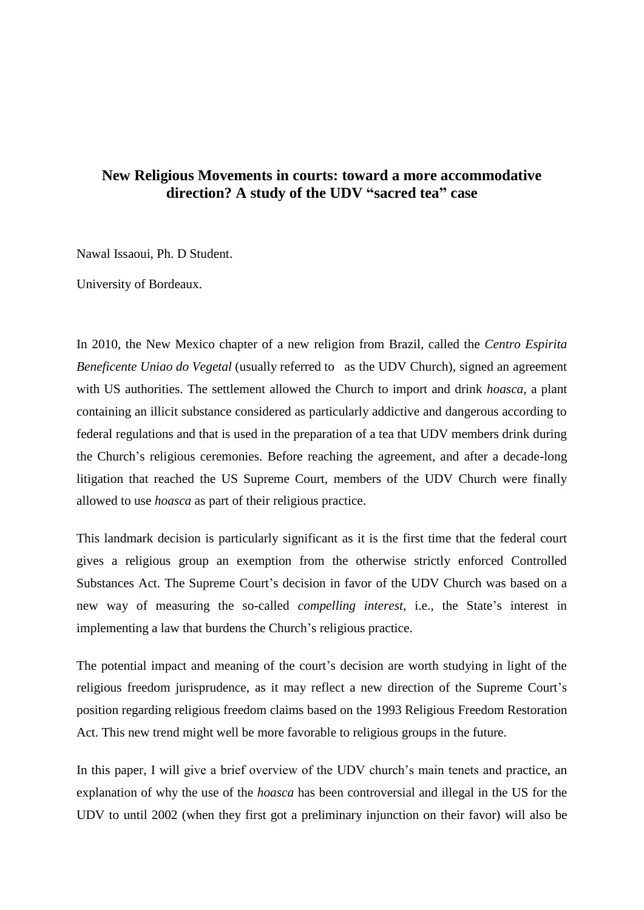**New Religious Movements in courts: toward a more accommodative direction? A study of the UDV "sacred tea" case**

Nawal Issaoui, Ph. D Student.

University of Bordeaux.

In 2010, the New Mexico chapter of a new religion from Brazil, called the *Centro Espirita Beneficente Uniao do Vegetal* (usually referred to as the UDV Church), signed an agreement with US authorities. The settlement allowed the Church to import and drink *hoasca*, a plant containing an illicit substance considered as particularly addictive and dangerous according to federal regulations and that is used in the preparation of a tea that UDV members drink during the Church's religious ceremonies. Before reaching the agreement, and after a decade-long litigation that reached the US Supreme Court, members of the UDV Church were finally allowed to use *hoasca* as part of their religious practice.

This landmark decision is particularly significant as it is the first time that the federal court gives a religious group an exemption from the otherwise strictly enforced Controlled Substances Act. The Supreme Court's decision in favor of the UDV Church was based on a new way of measuring the so-called *compelling interest*, i.e., the State's interest in implementing a law that burdens the Church's religious practice.

The potential impact and meaning of the court's decision are worth studying in light of the religious freedom jurisprudence, as it may reflect a new direction of the Supreme Court's position regarding religious freedom claims based on the 1993 Religious Freedom Restoration Act. This new trend might well be more favorable to religious groups in the future.

In this paper, I will give a brief overview of the UDV church's main tenets and practice, an explanation of why the use of the *hoasca* has been controversial and illegal in the US for the UDV to until 2002 (when they first got a preliminary injunction on their favor) will also be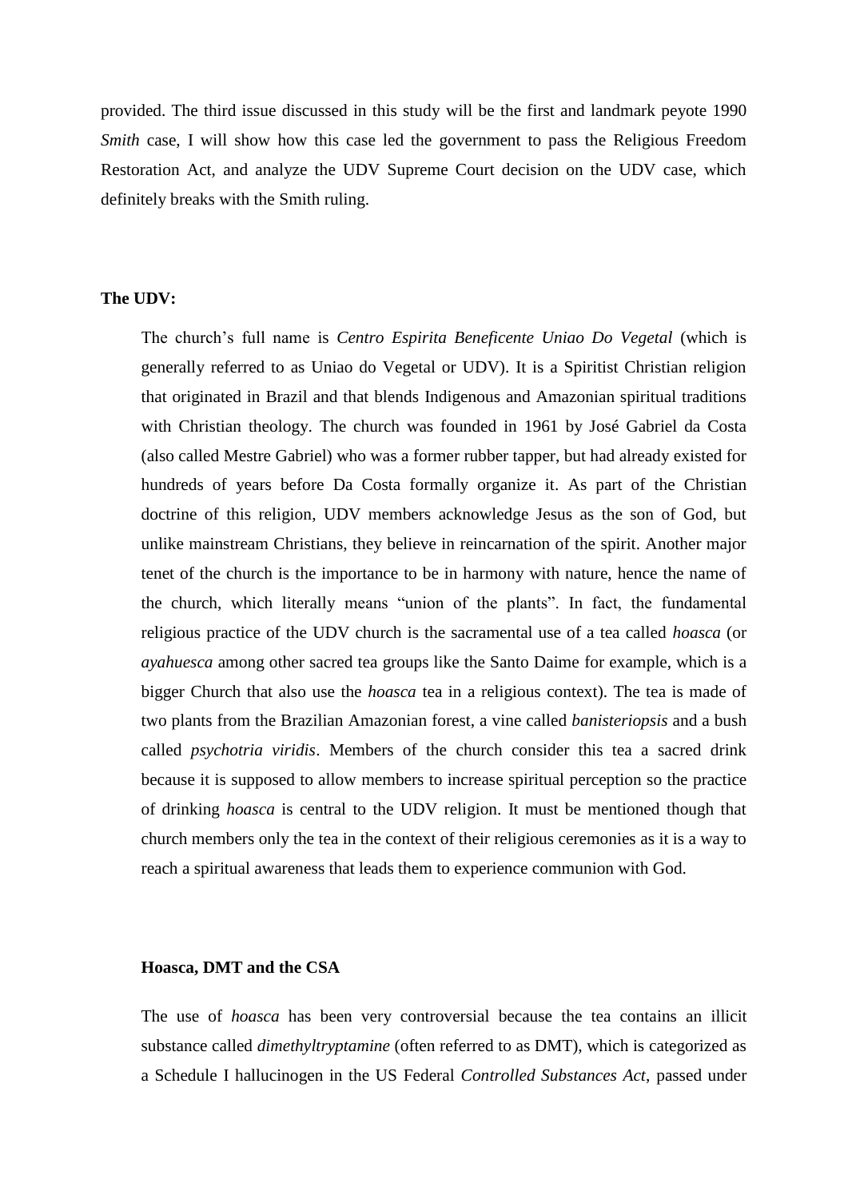provided. The third issue discussed in this study will be the first and landmark peyote 1990 *Smith* case, I will show how this case led the government to pass the Religious Freedom Restoration Act, and analyze the UDV Supreme Court decision on the UDV case, which definitely breaks with the Smith ruling.

**The UDV:**

The church's full name is *Centro Espirita Beneficente Uniao Do Vegetal* (which is generally referred to as Uniao do Vegetal or UDV). It is a Spiritist Christian religion that originated in Brazil and that blends Indigenous and Amazonian spiritual traditions with Christian theology. The church was founded in 1961 by José Gabriel da Costa (also called Mestre Gabriel) who was a former rubber tapper, but had already existed for hundreds of years before Da Costa formally organize it. As part of the Christian doctrine of this religion, UDV members acknowledge Jesus as the son of God, but unlike mainstream Christians, they believe in reincarnation of the spirit. Another major tenet of the church is the importance to be in harmony with nature, hence the name of the church, which literally means "union of the plants". In fact, the fundamental religious practice of the UDV church is the sacramental use of a tea called *hoasca* (or *ayahuesca* among other sacred tea groups like the Santo Daime for example, which is a bigger Church that also use the *hoasca* tea in a religious context). The tea is made of two plants from the Brazilian Amazonian forest, a vine called *banisteriopsis* and a bush called *psychotria viridis*. Members of the church consider this tea a sacred drink because it is supposed to allow members to increase spiritual perception so the practice of drinking *hoasca* is central to the UDV religion. It must be mentioned though that church members only the tea in the context of their religious ceremonies as it is a way to reach a spiritual awareness that leads them to experience communion with God.

**Hoasca, DMT and the CSA**

The use of *hoasca* has been very controversial because the tea contains an illicit substance called *dimethyltryptamine* (often referred to as DMT), which is categorized as a Schedule I hallucinogen in the US Federal *Controlled Substances Act*, passed under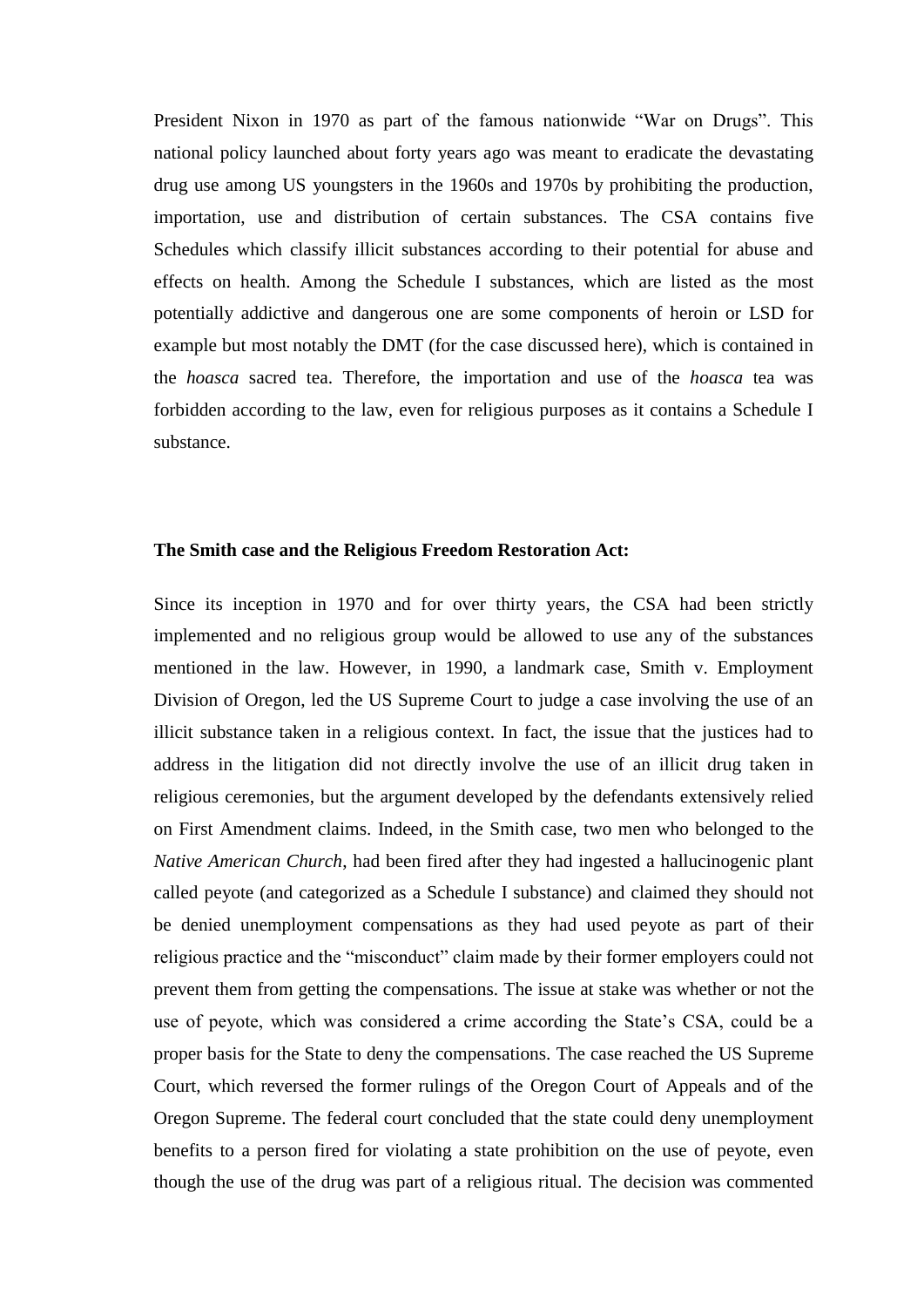President Nixon in 1970 as part of the famous nationwide "War on Drugs". This national policy launched about forty years ago was meant to eradicate the devastating drug use among US youngsters in the 1960s and 1970s by prohibiting the production, importation, use and distribution of certain substances. The CSA contains five Schedules which classify illicit substances according to their potential for abuse and effects on health. Among the Schedule I substances, which are listed as the most potentially addictive and dangerous one are some components of heroin or LSD for example but most notably the DMT (for the case discussed here), which is contained in the *hoasca* sacred tea. Therefore, the importation and use of the *hoasca* tea was forbidden according to the law, even for religious purposes as it contains a Schedule I substance.

**The Smith case and the Religious Freedom Restoration Act:**

Since its inception in 1970 and for over thirty years, the CSA had been strictly implemented and no religious group would be allowed to use any of the substances mentioned in the law. However, in 1990, a landmark case, Smith v. Employment Division of Oregon, led the US Supreme Court to judge a case involving the use of an illicit substance taken in a religious context. In fact, the issue that the justices had to address in the litigation did not directly involve the use of an illicit drug taken in religious ceremonies, but the argument developed by the defendants extensively relied on First Amendment claims. Indeed, in the Smith case, two men who belonged to the *Native American Church*, had been fired after they had ingested a hallucinogenic plant called peyote (and categorized as a Schedule I substance) and claimed they should not be denied unemployment compensations as they had used peyote as part of their religious practice and the "misconduct" claim made by their former employers could not prevent them from getting the compensations. The issue at stake was whether or not the use of peyote, which was considered a crime according the State's CSA, could be a proper basis for the State to deny the compensations. The case reached the US Supreme Court, which reversed the former rulings of the Oregon Court of Appeals and of the Oregon Supreme. The federal court concluded that the state could deny unemployment benefits to a person fired for violating a state prohibition on the use of peyote, even though the use of the drug was part of a religious ritual. The decision was commented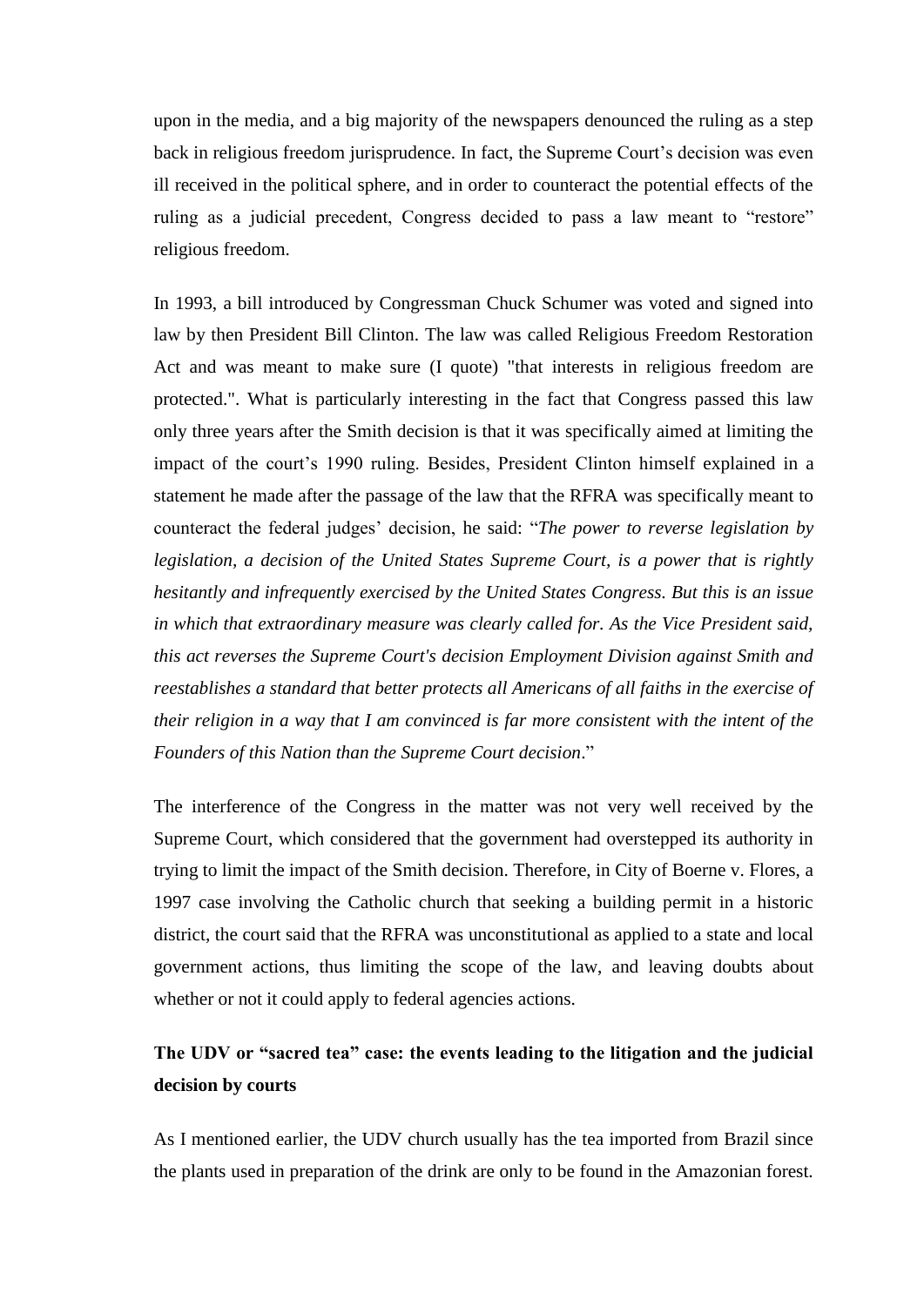upon in the media, and a big majority of the newspapers denounced the ruling as a step back in religious freedom jurisprudence. In fact, the Supreme Court's decision was even ill received in the political sphere, and in order to counteract the potential effects of the ruling as a judicial precedent, Congress decided to pass a law meant to "restore" religious freedom.

In 1993, a bill introduced by Congressman Chuck Schumer was voted and signed into law by then President Bill Clinton. The law was called Religious Freedom Restoration Act and was meant to make sure (I quote) "that interests in religious freedom are protected.". What is particularly interesting in the fact that Congress passed this law only three years after the Smith decision is that it was specifically aimed at limiting the impact of the court's 1990 ruling. Besides, President Clinton himself explained in a statement he made after the passage of the law that the RFRA was specifically meant to counteract the federal judges' decision, he said: "*The power to reverse legislation by legislation, a decision of the United States Supreme Court, is a power that is rightly hesitantly and infrequently exercised by the United States Congress. But this is an issue in which that extraordinary measure was clearly called for. As the Vice President said, this act reverses the Supreme Court's decision Employment Division against Smith and reestablishes a standard that better protects all Americans of all faiths in the exercise of their religion in a way that I am convinced is far more consistent with the intent of the Founders of this Nation than the Supreme Court decision*."

The interference of the Congress in the matter was not very well received by the Supreme Court, which considered that the government had overstepped its authority in trying to limit the impact of the Smith decision. Therefore, in City of Boerne v. Flores, a 1997 case involving the Catholic church that seeking a building permit in a historic district, the court said that the RFRA was unconstitutional as applied to a state and local government actions, thus limiting the scope of the law, and leaving doubts about whether or not it could apply to federal agencies actions.

**The UDV or "sacred tea" case: the events leading to the litigation and the judicial decision by courts**

As I mentioned earlier, the UDV church usually has the tea imported from Brazil since the plants used in preparation of the drink are only to be found in the Amazonian forest.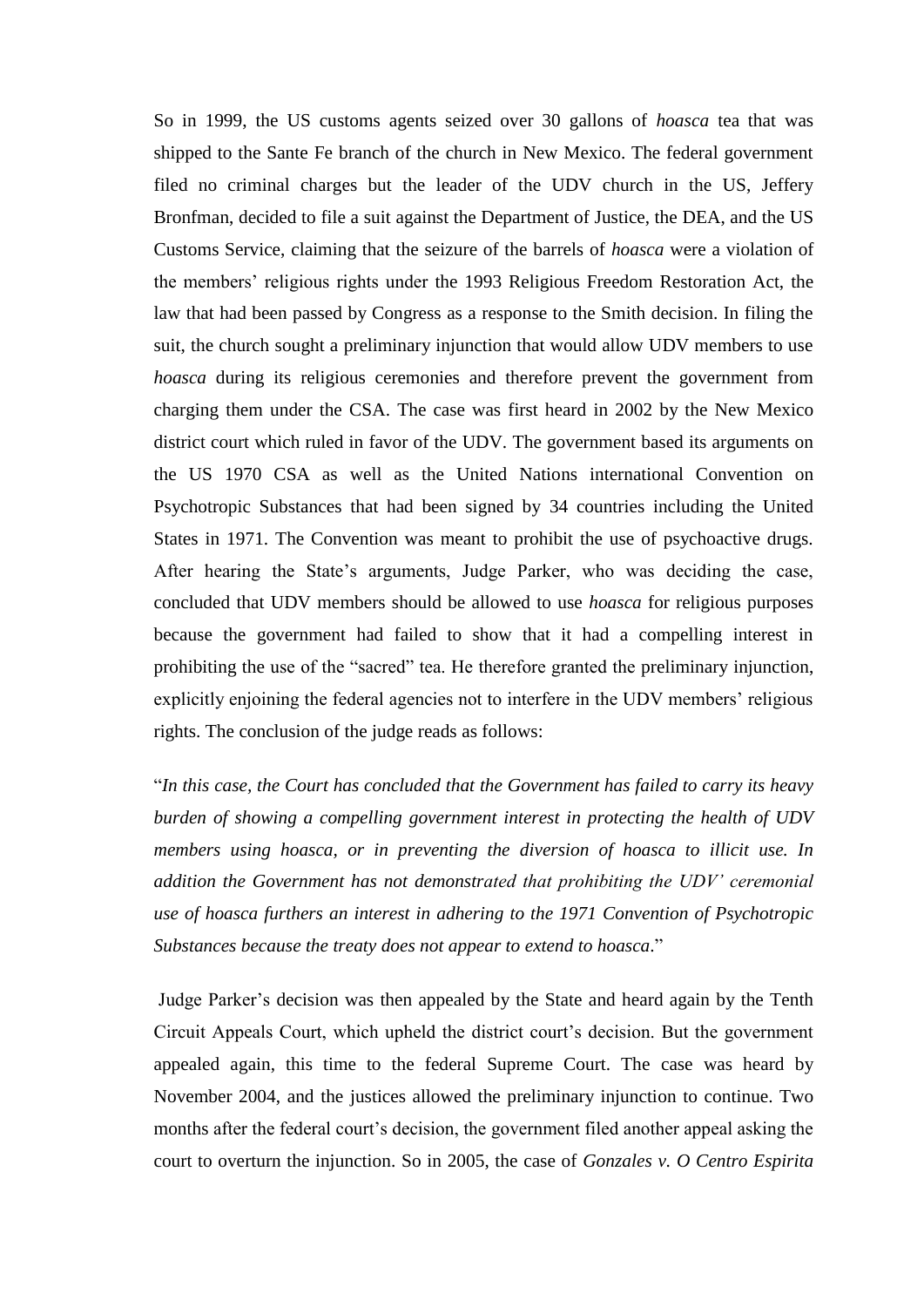So in 1999, the US customs agents seized over 30 gallons of *hoasca* tea that was shipped to the Sante Fe branch of the church in New Mexico. The federal government filed no criminal charges but the leader of the UDV church in the US, Jeffery Bronfman, decided to file a suit against the Department of Justice, the DEA, and the US Customs Service, claiming that the seizure of the barrels of *hoasca* were a violation of the members' religious rights under the 1993 Religious Freedom Restoration Act, the law that had been passed by Congress as a response to the Smith decision. In filing the suit, the church sought a preliminary injunction that would allow UDV members to use *hoasca* during its religious ceremonies and therefore prevent the government from charging them under the CSA. The case was first heard in 2002 by the New Mexico district court which ruled in favor of the UDV. The government based its arguments on the US 1970 CSA as well as the United Nations international Convention on Psychotropic Substances that had been signed by 34 countries including the United States in 1971. The Convention was meant to prohibit the use of psychoactive drugs. After hearing the State's arguments, Judge Parker, who was deciding the case, concluded that UDV members should be allowed to use *hoasca* for religious purposes because the government had failed to show that it had a compelling interest in prohibiting the use of the "sacred" tea. He therefore granted the preliminary injunction, explicitly enjoining the federal agencies not to interfere in the UDV members' religious rights. The conclusion of the judge reads as follows:

"*In this case, the Court has concluded that the Government has failed to carry its heavy burden of showing a compelling government interest in protecting the health of UDV members using hoasca, or in preventing the diversion of hoasca to illicit use. In addition the Government has not demonstrated that prohibiting the UDV' ceremonial use of hoasca furthers an interest in adhering to the 1971 Convention of Psychotropic Substances because the treaty does not appear to extend to hoasca*."

Judge Parker's decision was then appealed by the State and heard again by the Tenth Circuit Appeals Court, which upheld the district court's decision. But the government appealed again, this time to the federal Supreme Court. The case was heard by November 2004, and the justices allowed the preliminary injunction to continue. Two months after the federal court's decision, the government filed another appeal asking the court to overturn the injunction. So in 2005, the case of *Gonzales v. O Centro Espirita*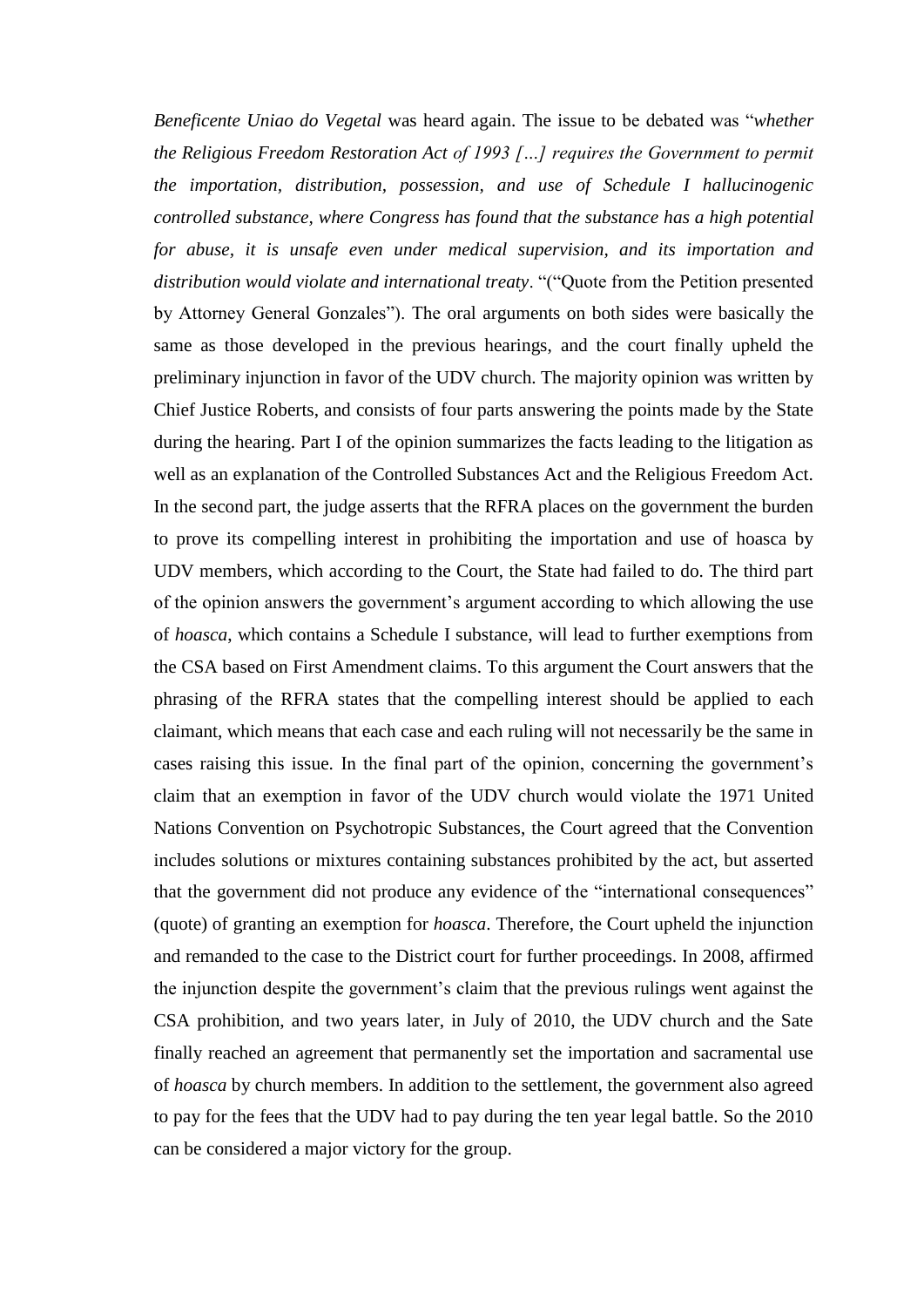*Beneficente Uniao do Vegetal* was heard again. The issue to be debated was "*whether the Religious Freedom Restoration Act of 1993 […] requires the Government to permit the importation, distribution, possession, and use of Schedule I hallucinogenic controlled substance, where Congress has found that the substance has a high potential for abuse, it is unsafe even under medical supervision, and its importation and distribution would violate and international treaty*. "("Quote from the Petition presented by Attorney General Gonzales"). The oral arguments on both sides were basically the same as those developed in the previous hearings, and the court finally upheld the preliminary injunction in favor of the UDV church. The majority opinion was written by Chief Justice Roberts, and consists of four parts answering the points made by the State during the hearing. Part I of the opinion summarizes the facts leading to the litigation as well as an explanation of the Controlled Substances Act and the Religious Freedom Act. In the second part, the judge asserts that the RFRA places on the government the burden to prove its compelling interest in prohibiting the importation and use of hoasca by UDV members, which according to the Court, the State had failed to do. The third part of the opinion answers the government's argument according to which allowing the use of *hoasca*, which contains a Schedule I substance, will lead to further exemptions from the CSA based on First Amendment claims. To this argument the Court answers that the phrasing of the RFRA states that the compelling interest should be applied to each claimant, which means that each case and each ruling will not necessarily be the same in cases raising this issue. In the final part of the opinion, concerning the government's claim that an exemption in favor of the UDV church would violate the 1971 United Nations Convention on Psychotropic Substances, the Court agreed that the Convention includes solutions or mixtures containing substances prohibited by the act, but asserted that the government did not produce any evidence of the "international consequences" (quote) of granting an exemption for *hoasca*. Therefore, the Court upheld the injunction and remanded to the case to the District court for further proceedings. In 2008, affirmed the injunction despite the government's claim that the previous rulings went against the CSA prohibition, and two years later, in July of 2010, the UDV church and the Sate finally reached an agreement that permanently set the importation and sacramental use of *hoasca* by church members. In addition to the settlement, the government also agreed to pay for the fees that the UDV had to pay during the ten year legal battle. So the 2010 can be considered a major victory for the group.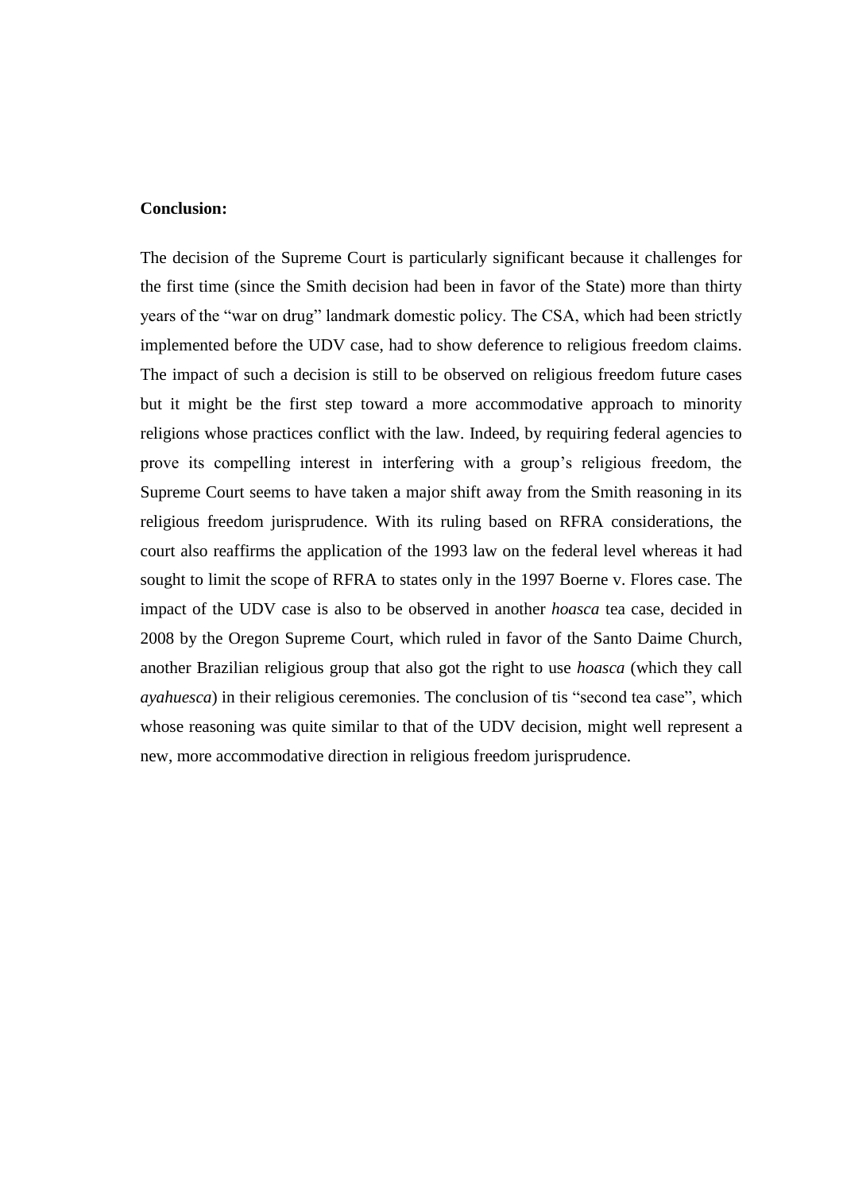**Conclusion:**

The decision of the Supreme Court is particularly significant because it challenges for the first time (since the Smith decision had been in favor of the State) more than thirty years of the "war on drug" landmark domestic policy. The CSA, which had been strictly implemented before the UDV case, had to show deference to religious freedom claims. The impact of such a decision is still to be observed on religious freedom future cases but it might be the first step toward a more accommodative approach to minority religions whose practices conflict with the law. Indeed, by requiring federal agencies to prove its compelling interest in interfering with a group's religious freedom, the Supreme Court seems to have taken a major shift away from the Smith reasoning in its religious freedom jurisprudence. With its ruling based on RFRA considerations, the court also reaffirms the application of the 1993 law on the federal level whereas it had sought to limit the scope of RFRA to states only in the 1997 Boerne v. Flores case. The impact of the UDV case is also to be observed in another *hoasca* tea case, decided in 2008 by the Oregon Supreme Court, which ruled in favor of the Santo Daime Church, another Brazilian religious group that also got the right to use *hoasca* (which they call *ayahuesca*) in their religious ceremonies. The conclusion of tis "second tea case", which whose reasoning was quite similar to that of the UDV decision, might well represent a new, more accommodative direction in religious freedom jurisprudence.